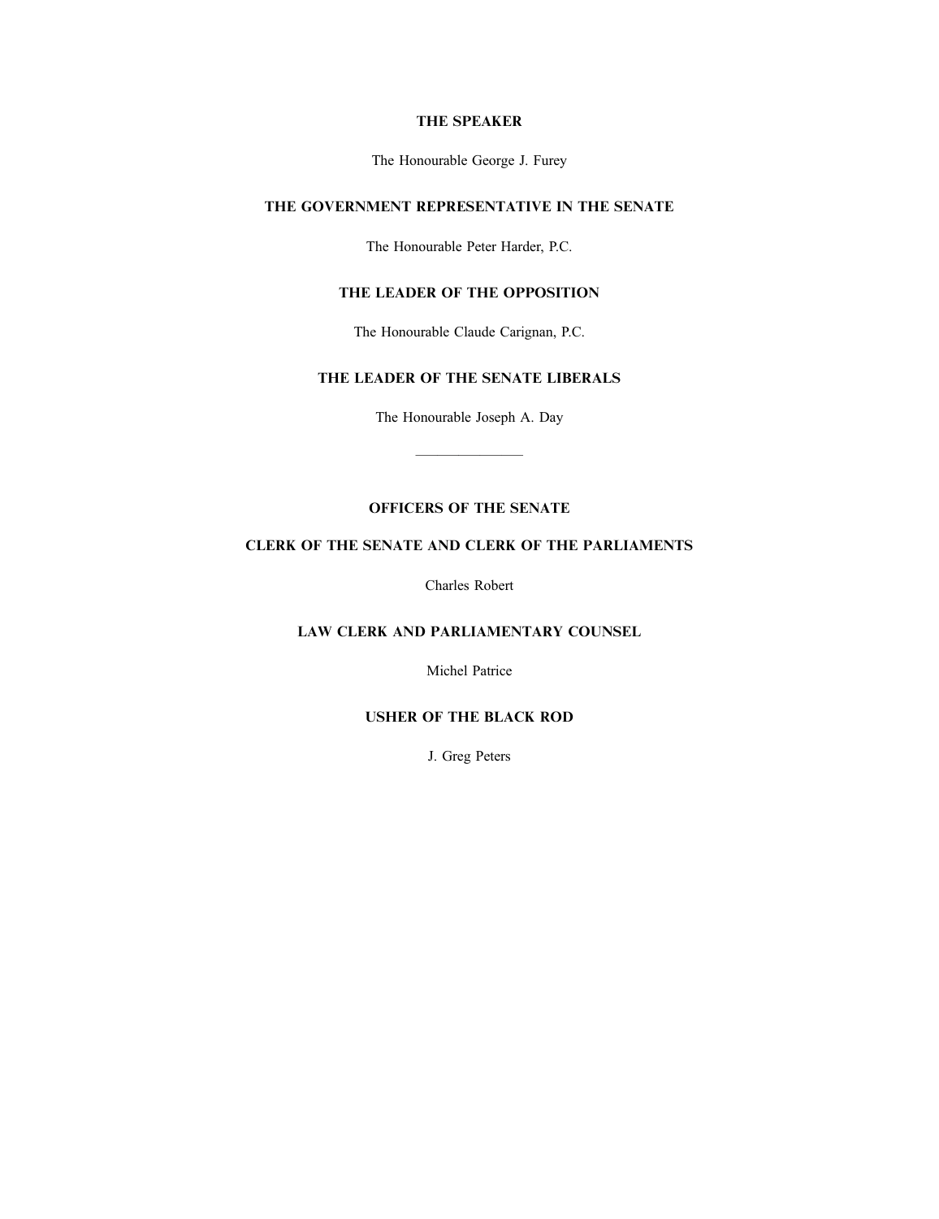**THE SPEAKER**

The Honourable George J. Furey

**THE GOVERNMENT REPRESENTATIVE IN THE SENATE**

The Honourable Peter Harder, P.C.

**THE LEADER OF THE OPPOSITION**

The Honourable Claude Carignan, P.C.

**THE LEADER OF THE SENATE LIBERALS**

The Honourable Joseph A. Day

---

**OFFICERS OF THE SENATE**

**CLERK OF THE SENATE AND CLERK OF THE PARLIAMENTS**

Charles Robert

**LAW CLERK AND PARLIAMENTARY COUNSEL**

Michel Patrice

**USHER OF THE BLACK ROD**

J. Greg Peters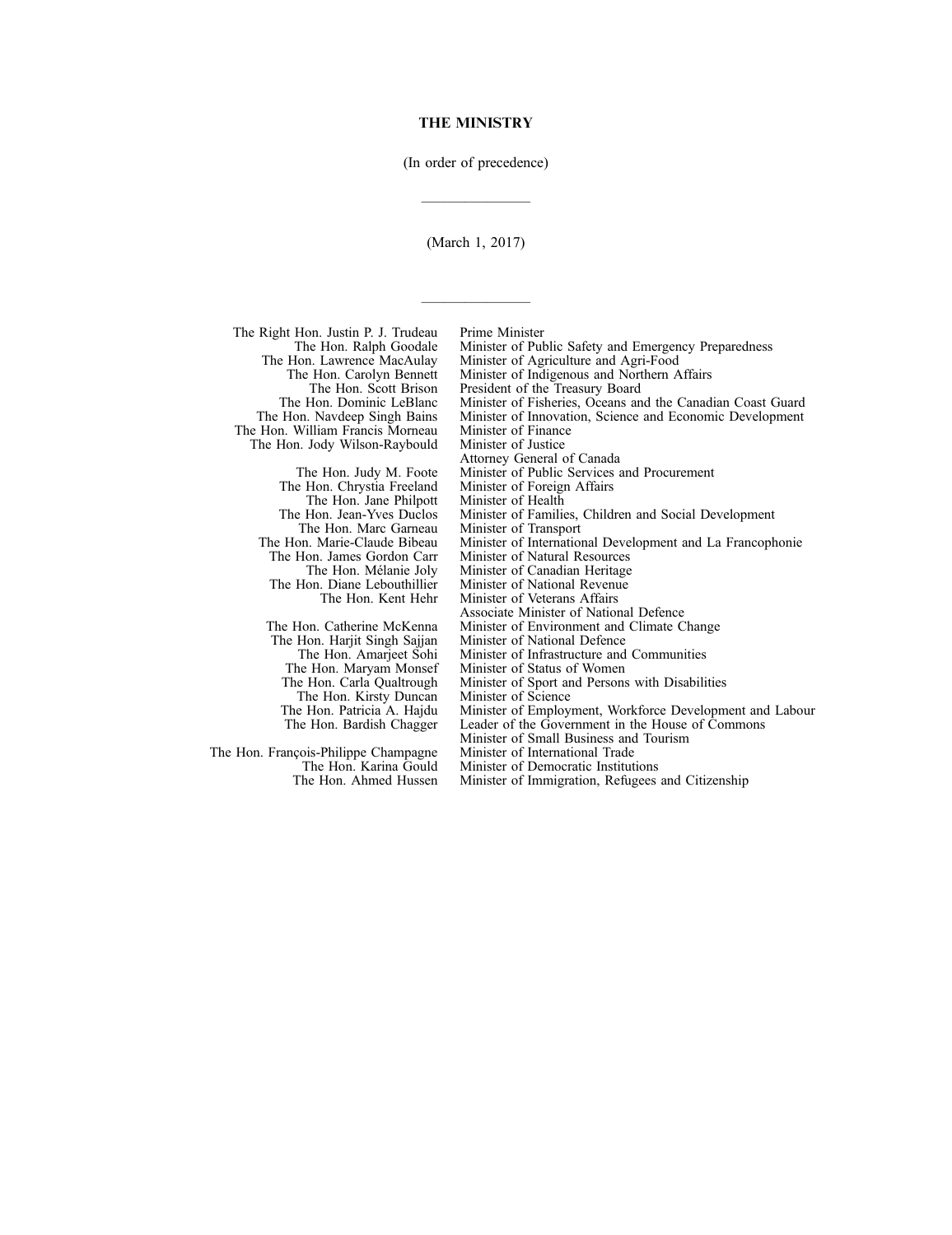# THE MINISTRY

(In order of precedence)

(March 1, 2017)

| | |
|---|---|
| The Right Hon. Justin P. J. Trudeau | Prime Minister |
| The Hon. Ralph Goodale | Minister of Public Safety and Emergency Preparedness |
| The Hon. Lawrence MacAulay | Minister of Agriculture and Agri-Food |
| The Hon. Carolyn Bennett | Minister of Indigenous and Northern Affairs |
| The Hon. Scott Brison | President of the Treasury Board |
| The Hon. Dominic LeBlanc | Minister of Fisheries, Oceans and the Canadian Coast Guard |
| The Hon. Navdeep Singh Bains | Minister of Innovation, Science and Economic Development |
| The Hon. William Francis Morneau | Minister of Finance |
| The Hon. Jody Wilson-Raybould | Minister of Justice<br>Attorney General of Canada |
| The Hon. Judy M. Foote | Minister of Public Services and Procurement |
| The Hon. Chrystia Freeland | Minister of Foreign Affairs |
| The Hon. Jane Philpott | Minister of Health |
| The Hon. Jean-Yves Duclos | Minister of Families, Children and Social Development |
| The Hon. Marc Garneau | Minister of Transport |
| The Hon. Marie-Claude Bibeau | Minister of International Development and La Francophonie |
| The Hon. James Gordon Carr | Minister of Natural Resources |
| The Hon. Mélanie Joly | Minister of Canadian Heritage |
| The Hon. Diane Lebouthillier | Minister of National Revenue |
| The Hon. Kent Hehr | Minister of Veterans Affairs<br>Associate Minister of National Defence |
| The Hon. Catherine McKenna | Minister of Environment and Climate Change |
| The Hon. Harjit Singh Sajjan | Minister of National Defence |
| The Hon. Amarjeet Sohi | Minister of Infrastructure and Communities |
| The Hon. Maryam Monsef | Minister of Status of Women |
| The Hon. Carla Qualtrough | Minister of Sport and Persons with Disabilities |
| The Hon. Kirsty Duncan | Minister of Science |
| The Hon. Patricia A. Hajdu | Minister of Employment, Workforce Development and Labour |
| The Hon. Bardish Chagger | Leader of the Government in the House of Commons<br>Minister of Small Business and Tourism |
| The Hon. François-Philippe Champagne | Minister of International Trade |
| The Hon. Karina Gould | Minister of Democratic Institutions |
| The Hon. Ahmed Hussen | Minister of Immigration, Refugees and Citizenship |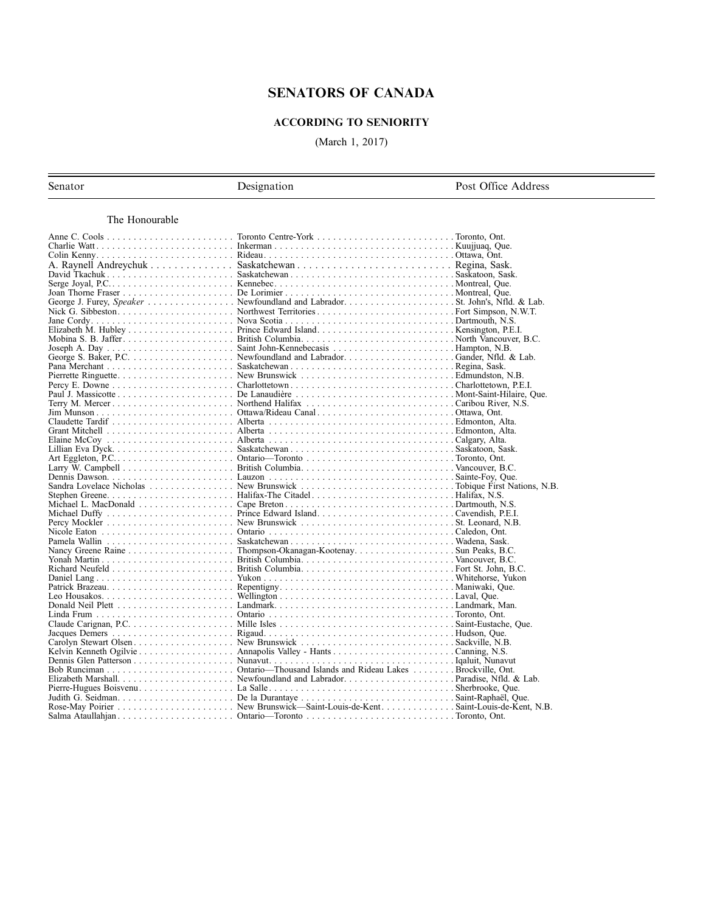# SENATORS OF CANADA

## ACCORDING TO SENIORITY

(March 1, 2017)

| Senator | Designation | Post Office Address |
|---|---|---|
| The Honourable | | |
| Anne C. Cools | Toronto Centre-York | Toronto, Ont. |
| Charlie Watt | Inkerman | Kuujjuaq, Que. |
| Colin Kenny | Rideau | Ottawa, Ont. |
| A. Raynell Andreychuk | Saskatchewan | Regina, Sask. |
| David Tkachuk | Saskatchewan | Saskatoon, Sask. |
| Serge Joyal, P.C. | Kennebec | Montreal, Que. |
| Joan Thorne Fraser | De Lorimier | Montreal, Que. |
| George J. Furey, *Speaker* | Newfoundland and Labrador | St. John's, Nfld. & Lab. |
| Nick G. Sibbeston | Northwest Territories | Fort Simpson, N.W.T. |
| Jane Cordy | Nova Scotia | Dartmouth, N.S. |
| Elizabeth M. Hubley | Prince Edward Island | Kensington, P.E.I. |
| Mobina S. B. Jaffer | British Columbia | North Vancouver, B.C. |
| Joseph A. Day | Saint John-Kennebecasis | Hampton, N.B. |
| George S. Baker, P.C. | Newfoundland and Labrador | Gander, Nfld. & Lab. |
| Pana Merchant | Saskatchewan | Regina, Sask. |
| Pierrette Ringuette | New Brunswick | Edmundston, N.B. |
| Percy E. Downe | Charlottetown | Charlottetown, P.E.I. |
| Paul J. Massicotte | De Lanaudière | Mont-Saint-Hilaire, Que. |
| Terry M. Mercer | Northend Halifax | Caribou River, N.S. |
| Jim Munson | Ottawa/Rideau Canal | Ottawa, Ont. |
| Claudette Tardif | Alberta | Edmonton, Alta. |
| Grant Mitchell | Alberta | Edmonton, Alta. |
| Elaine McCoy | Alberta | Calgary, Alta. |
| Lillian Eva Dyck | Saskatchewan | Saskatoon, Sask. |
| Art Eggleton, P.C. | Ontario—Toronto | Toronto, Ont. |
| Larry W. Campbell | British Columbia | Vancouver, B.C. |
| Dennis Dawson | Lauzon | Sainte-Foy, Que. |
| Sandra Lovelace Nicholas | New Brunswick | Tobique First Nations, N.B. |
| Stephen Greene | Halifax-The Citadel | Halifax, N.S. |
| Michael L. MacDonald | Cape Breton | Dartmouth, N.S. |
| Michael Duffy | Prince Edward Island | Cavendish, P.E.I. |
| Percy Mockler | New Brunswick | St. Leonard, N.B. |
| Nicole Eaton | Ontario | Caledon, Ont. |
| Pamela Wallin | Saskatchewan | Wadena, Sask. |
| Nancy Greene Raine | Thompson-Okanagan-Kootenay | Sun Peaks, B.C. |
| Yonah Martin | British Columbia | Vancouver, B.C. |
| Richard Neufeld | British Columbia | Fort St. John, B.C. |
| Daniel Lang | Yukon | Whitehorse, Yukon |
| Patrick Brazeau | Repentigny | Maniwaki, Que. |
| Leo Housakos | Wellington | Laval, Que. |
| Donald Neil Plett | Landmark | Landmark, Man. |
| Linda Frum | Ontario | Toronto, Ont. |
| Claude Carignan, P.C. | Mille Isles | Saint-Eustache, Que. |
| Jacques Demers | Rigaud | Hudson, Que. |
| Carolyn Stewart Olsen | New Brunswick | Sackville, N.B. |
| Kelvin Kenneth Ogilvie | Annapolis Valley - Hants | Canning, N.S. |
| Dennis Glen Patterson | Nunavut | Iqaluit, Nunavut |
| Bob Runciman | Ontario—Thousand Islands and Rideau Lakes | Brockville, Ont. |
| Elizabeth Marshall | Newfoundland and Labrador | Paradise, Nfld. & Lab. |
| Pierre-Hugues Boisvenu | La Salle | Sherbrooke, Que. |
| Judith G. Seidman | De la Durantaye | Saint-Raphaël, Que. |
| Rose-May Poirier | New Brunswick—Saint-Louis-de-Kent | Saint-Louis-de-Kent, N.B. |
| Salma Ataullahjan | Ontario—Toronto | Toronto, Ont. |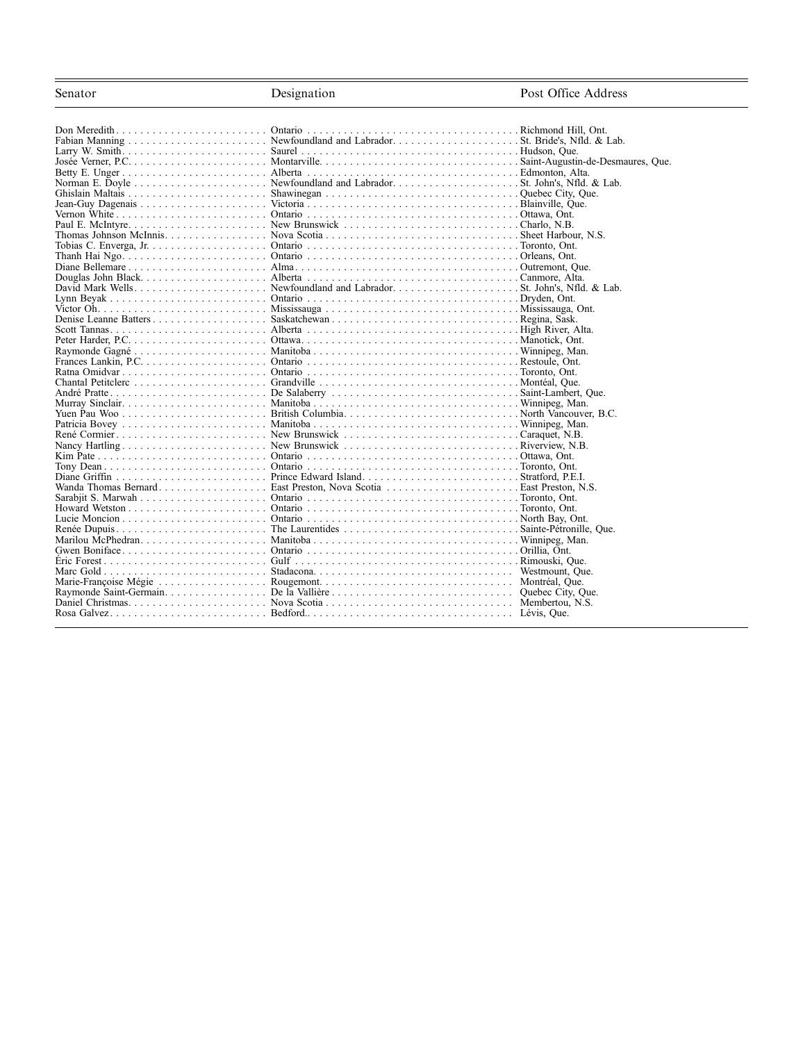| Senator | Designation | Post Office Address |
|---|---|---|
| Don Meredith | Ontario | Richmond Hill, Ont. |
| Fabian Manning | Newfoundland and Labrador | St. Bride's, Nfld. & Lab. |
| Larry W. Smith | Saurel | Hudson, Que. |
| Josée Verner, P.C. | Montarville | Saint-Augustin-de-Desmaures, Que. |
| Betty E. Unger | Alberta | Edmonton, Alta. |
| Norman E. Doyle | Newfoundland and Labrador | St. John's, Nfld. & Lab. |
| Ghislain Maltais | Shawinegan | Quebec City, Que. |
| Jean-Guy Dagenais | Victoria | Blainville, Que. |
| Vernon White | Ontario | Ottawa, Ont. |
| Paul E. McIntyre | New Brunswick | Charlo, N.B. |
| Thomas Johnson McInnis | Nova Scotia | Sheet Harbour, N.S. |
| Tobias C. Enverga, Jr. | Ontario | Toronto, Ont. |
| Thanh Hai Ngo | Ontario | Orleans, Ont. |
| Diane Bellemare | Alma | Outremont, Que. |
| Douglas John Black | Alberta | Canmore, Alta. |
| David Mark Wells | Newfoundland and Labrador | St. John's, Nfld. & Lab. |
| Lynn Beyak | Ontario | Dryden, Ont. |
| Victor Oh | Mississauga | Mississauga, Ont. |
| Denise Leanne Batters | Saskatchewan | Regina, Sask. |
| Scott Tannas | Alberta | High River, Alta. |
| Peter Harder, P.C. | Ottawa | Manotick, Ont. |
| Raymonde Gagné | Manitoba | Winnipeg, Man. |
| Frances Lankin, P.C. | Ontario | Restoule, Ont. |
| Ratna Omidvar | Ontario | Toronto, Ont. |
| Chantal Petitclerc | Grandville | Montéal, Que. |
| André Pratte | De Salaberry | Saint-Lambert, Que. |
| Murray Sinclair | Manitoba | Winnipeg, Man. |
| Yuen Pau Woo | British Columbia | North Vancouver, B.C. |
| Patricia Bovey | Manitoba | Winnipeg, Man. |
| René Cormier | New Brunswick | Caraquet, N.B. |
| Nancy Hartling | New Brunswick | Riverview, N.B. |
| Kim Pate | Ontario | Ottawa, Ont. |
| Tony Dean | Ontario | Toronto, Ont. |
| Diane Griffin | Prince Edward Island | Stratford, P.E.I. |
| Wanda Thomas Bernard | East Preston, Nova Scotia | East Preston, N.S. |
| Sarabjit S. Marwah | Ontario | Toronto, Ont. |
| Howard Wetston | Ontario | Toronto, Ont. |
| Lucie Moncion | Ontario | North Bay, Ont. |
| Renée Dupuis | The Laurentides | Sainte-Pétronille, Que. |
| Marilou McPhedran | Manitoba | Winnipeg, Man. |
| Gwen Boniface | Ontario | Orillia, Ont. |
| Éric Forest | Gulf | Rimouski, Que. |
| Marc Gold | Stadacona | Westmount, Que. |
| Marie-Françoise Mégie | Rougemont | Montréal, Que. |
| Raymonde Saint-Germain | De la Vallière | Quebec City, Que. |
| Daniel Christmas | Nova Scotia | Membertou, N.S. |
| Rosa Galvez | Bedford. | Lévis, Que. |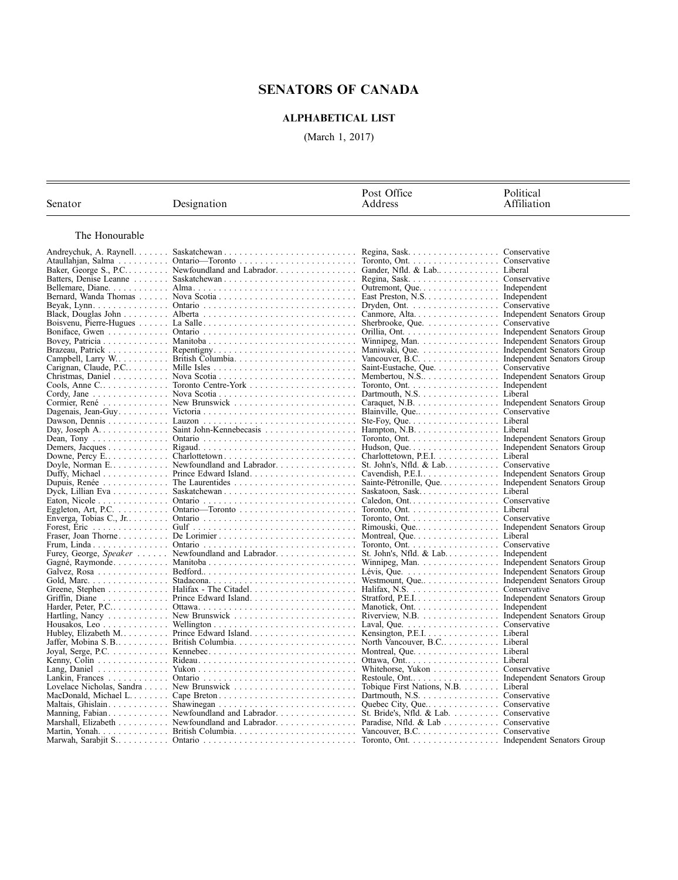# SENATORS OF CANADA

## ALPHABETICAL LIST

(March 1, 2017)

| Senator | Designation | Post Office Address | Political Affiliation |
|---|---|---|---|
| The Honourable | | | |
| Andreychuk, A. Raynell | Saskatchewan | Regina, Sask. | Conservative |
| Ataullahjan, Salma | Ontario—Toronto | Toronto, Ont. | Conservative |
| Baker, George S., P.C. | Newfoundland and Labrador | Gander, Nfld. & Lab. | Liberal |
| Batters, Denise Leanne | Saskatchewan | Regina, Sask. | Conservative |
| Bellemare, Diane | Alma | Outremont, Que. | Independent |
| Bernard, Wanda Thomas | Nova Scotia | East Preston, N.S. | Independent |
| Beyak, Lynn | Ontario | Dryden, Ont. | Conservative |
| Black, Douglas John | Alberta | Canmore, Alta. | Independent Senators Group |
| Boisvenu, Pierre-Hugues | La Salle | Sherbrooke, Que. | Conservative |
| Boniface, Gwen | Ontario | Orillia, Ont. | Independent Senators Group |
| Bovey, Patricia | Manitoba | Winnipeg, Man. | Independent Senators Group |
| Brazeau, Patrick | Repentigny | Maniwaki, Que. | Independent Senators Group |
| Campbell, Larry W. | British Columbia | Vancouver, B.C. | Independent Senators Group |
| Carignan, Claude, P.C. | Mille Isles | Saint-Eustache, Que. | Conservative |
| Christmas, Daniel | Nova Scotia | Membertou, N.S. | Independent Senators Group |
| Cools, Anne C. | Toronto Centre-York | Toronto, Ont. | Independent |
| Cordy, Jane | Nova Scotia | Dartmouth, N.S. | Liberal |
| Cormier, René | New Brunswick | Caraquet, N.B. | Independent Senators Group |
| Dagenais, Jean-Guy | Victoria | Blainville, Que. | Conservative |
| Dawson, Dennis | Lauzon | Ste-Foy, Que. | Liberal |
| Day, Joseph A. | Saint John-Kennebecasis | Hampton, N.B. | Liberal |
| Dean, Tony | Ontario | Toronto, Ont. | Independent Senators Group |
| Demers, Jacques | Rigaud | Hudson, Que. | Independent Senators Group |
| Downe, Percy E. | Charlottetown | Charlottetown, P.E.I. | Liberal |
| Doyle, Norman E. | Newfoundland and Labrador | St. John's, Nfld. & Lab. | Conservative |
| Duffy, Michael | Prince Edward Island | Cavendish, P.E.I. | Independent Senators Group |
| Dupuis, Renée | The Laurentides | Sainte-Pétronille, Que. | Independent Senators Group |
| Dyck, Lillian Eva | Saskatchewan | Saskatoon, Sask. | Liberal |
| Eaton, Nicole | Ontario | Caledon, Ont. | Conservative |
| Eggleton, Art, P.C. | Ontario—Toronto | Toronto, Ont. | Liberal |
| Enverga, Tobias C., Jr. | Ontario | Toronto, Ont. | Conservative |
| Forest, Éric | Gulf | Rimouski, Que. | Independent Senators Group |
| Fraser, Joan Thorne | De Lorimier | Montreal, Que. | Liberal |
| Frum, Linda | Ontario | Toronto, Ont. | Conservative |
| Furey, George, *Speaker* | Newfoundland and Labrador | St. John's, Nfld. & Lab. | Independent |
| Gagné, Raymonde | Manitoba | Winnipeg, Man. | Independent Senators Group |
| Galvez, Rosa | Bedford | Lévis, Que. | Independent Senators Group |
| Gold, Marc | Stadacona | Westmount, Que. | Independent Senators Group |
| Greene, Stephen | Halifax - The Citadel | Halifax, N.S. | Conservative |
| Griffin, Diane | Prince Edward Island | Stratford, P.E.I. | Independent Senators Group |
| Harder, Peter, P.C. | Ottawa | Manotick, Ont. | Independent |
| Hartling, Nancy | New Brunswick | Riverview, N.B. | Independent Senators Group |
| Housakos, Leo | Wellington | Laval, Que. | Conservative |
| Hubley, Elizabeth M. | Prince Edward Island | Kensington, P.E.I. | Liberal |
| Jaffer, Mobina S.B. | British Columbia | North Vancouver, B.C. | Liberal |
| Joyal, Serge, P.C. | Kennebec | Montreal, Que. | Liberal |
| Kenny, Colin | Rideau | Ottawa, Ont. | Liberal |
| Lang, Daniel | Yukon | Whitehorse, Yukon | Conservative |
| Lankin, Frances | Ontario | Restoule, Ont. | Independent Senators Group |
| Lovelace Nicholas, Sandra | New Brunswick | Tobique First Nations, N.B. | Liberal |
| MacDonald, Michael L. | Cape Breton | Dartmouth, N.S. | Conservative |
| Maltais, Ghislain | Shawinegan | Quebec City, Que. | Conservative |
| Manning, Fabian | Newfoundland and Labrador | St. Bride's, Nfld. & Lab. | Conservative |
| Marshall, Elizabeth | Newfoundland and Labrador | Paradise, Nfld. & Lab | Conservative |
| Martin, Yonah | British Columbia | Vancouver, B.C. | Conservative |
| Marwah, Sarabjit S. | Ontario | Toronto, Ont. | Independent Senators Group |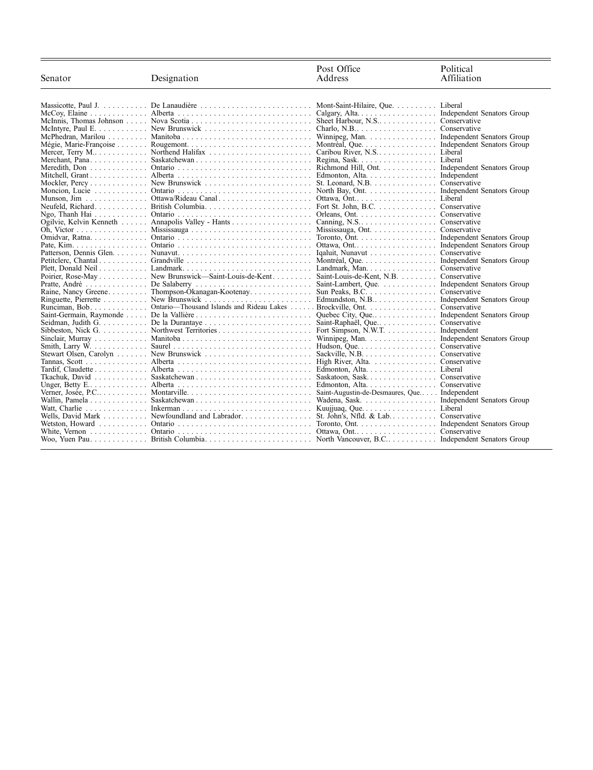| Senator | Designation | Post Office Address | Political Affiliation |
| --- | --- | --- | --- |
| Massicotte, Paul J. | De Lanaudière | Mont-Saint-Hilaire, Que. | Liberal |
| McCoy, Elaine | Alberta | Calgary, Alta. | Independent Senators Group |
| McInnis, Thomas Johnson | Nova Scotia | Sheet Harbour, N.S. | Conservative |
| McIntyre, Paul E. | New Brunswick | Charlo, N.B. | Conservative |
| McPhedran, Marilou | Manitoba | Winnipeg, Man. | Independent Senators Group |
| Mégie, Marie-Françoise | Rougemont | Montréal, Que. | Independent Senators Group |
| Mercer, Terry M. | Northend Halifax | Caribou River, N.S. | Liberal |
| Merchant, Pana | Saskatchewan | Regina, Sask. | Liberal |
| Meredith, Don | Ontario | Richmond Hill, Ont. | Independent Senators Group |
| Mitchell, Grant | Alberta | Edmonton, Alta. | Independent |
| Mockler, Percy | New Brunswick | St. Leonard, N.B. | Conservative |
| Moncion, Lucie | Ontario | North Bay, Ont. | Independent Senators Group |
| Munson, Jim | Ottawa/Rideau Canal | Ottawa, Ont. | Liberal |
| Neufeld, Richard | British Columbia | Fort St. John, B.C. | Conservative |
| Ngo, Thanh Hai | Ontario | Orleans, Ont. | Conservative |
| Ogilvie, Kelvin Kenneth | Annapolis Valley - Hants | Canning, N.S. | Conservative |
| Oh, Victor | Mississauga | Mississauga, Ont. | Conservative |
| Omidvar, Ratna | Ontario | Toronto, Ont. | Independent Senators Group |
| Pate, Kim | Ontario | Ottawa, Ont. | Independent Senators Group |
| Patterson, Dennis Glen | Nunavut | Iqaluit, Nunavut | Conservative |
| Petitclerc, Chantal | Grandville | Montréal, Que. | Independent Senators Group |
| Plett, Donald Neil | Landmark | Landmark, Man. | Conservative |
| Poirier, Rose-May | New Brunswick—Saint-Louis-de-Kent | Saint-Louis-de-Kent, N.B. | Conservative |
| Pratte, André | De Salaberry | Saint-Lambert, Que. | Independent Senators Group |
| Raine, Nancy Greene | Thompson-Okanagan-Kootenay | Sun Peaks, B.C. | Conservative |
| Ringuette, Pierrette | New Brunswick | Edmundston, N.B. | Independent Senators Group |
| Runciman, Bob | Ontario—Thousand Islands and Rideau Lakes | Brockville, Ont. | Conservative |
| Saint-Germain, Raymonde | De la Vallière | Quebec City, Que. | Independent Senators Group |
| Seidman, Judith G. | De la Durantaye | Saint-Raphaël, Que. | Conservative |
| Sibbeston, Nick G. | Northwest Territories | Fort Simpson, N.W.T. | Independent |
| Sinclair, Murray | Manitoba | Winnipeg, Man. | Independent Senators Group |
| Smith, Larry W. | Saurel | Hudson, Que. | Conservative |
| Stewart Olsen, Carolyn | New Brunswick | Sackville, N.B. | Conservative |
| Tannas, Scott | Alberta | High River, Alta. | Conservative |
| Tardif, Claudette | Alberta | Edmonton, Alta. | Liberal |
| Tkachuk, David | Saskatchewan | Saskatoon, Sask. | Conservative |
| Unger, Betty E. | Alberta | Edmonton, Alta. | Conservative |
| Verner, Josée, P.C. | Montarville | Saint-Augustin-de-Desmaures, Que. | Independent |
| Wallin, Pamela | Saskatchewan | Wadena, Sask. | Independent Senators Group |
| Watt, Charlie | Inkerman | Kuujjuaq, Que. | Liberal |
| Wells, David Mark | Newfoundland and Labrador | St. John's, Nfld. & Lab. | Conservative |
| Wetston, Howard | Ontario | Toronto, Ont. | Independent Senators Group |
| White, Vernon | Ontario | Ottawa, Ont. | Conservative |
| Woo, Yuen Pau | British Columbia | North Vancouver, B.C. | Independent Senators Group |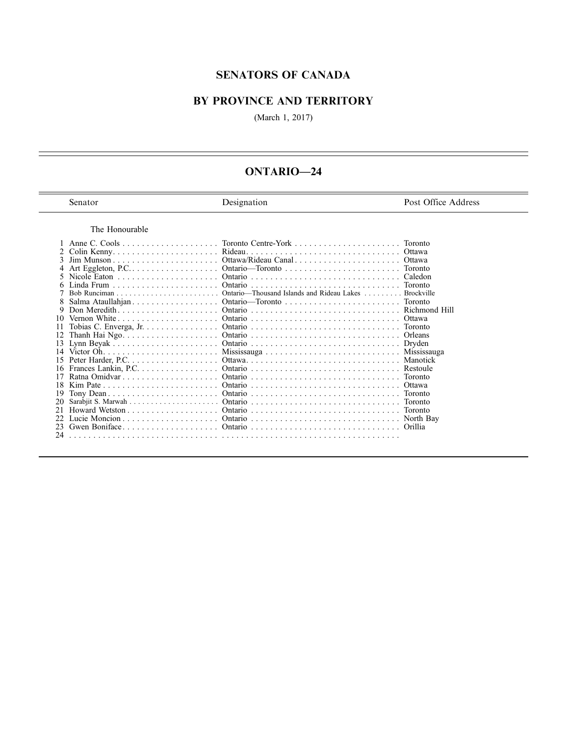# SENATORS OF CANADA

## BY PROVINCE AND TERRITORY

(March 1, 2017)

## ONTARIO—24

| | Senator | Designation | Post Office Address |
|---|---|---|---|
| | The Honourable | | |
| 1 | Anne C. Cools | Toronto Centre-York | Toronto |
| 2 | Colin Kenny | Rideau | Ottawa |
| 3 | Jim Munson | Ottawa/Rideau Canal | Ottawa |
| 4 | Art Eggleton, P.C. | Ontario—Toronto | Toronto |
| 5 | Nicole Eaton | Ontario | Caledon |
| 6 | Linda Frum | Ontario | Toronto |
| 7 | Bob Runciman | Ontario—Thousand Islands and Rideau Lakes | Brockville |
| 8 | Salma Ataullahjan | Ontario—Toronto | Toronto |
| 9 | Don Meredith | Ontario | Richmond Hill |
| 10 | Vernon White | Ontario | Ottawa |
| 11 | Tobias C. Enverga, Jr. | Ontario | Toronto |
| 12 | Thanh Hai Ngo | Ontario | Orleans |
| 13 | Lynn Beyak | Ontario | Dryden |
| 14 | Victor Oh | Mississauga | Mississauga |
| 15 | Peter Harder, P.C. | Ottawa | Manotick |
| 16 | Frances Lankin, P.C. | Ontario | Restoule |
| 17 | Ratna Omidvar | Ontario | Toronto |
| 18 | Kim Pate | Ontario | Ottawa |
| 19 | Tony Dean | Ontario | Toronto |
| 20 | Sarabjit S. Marwah | Ontario | Toronto |
| 21 | Howard Wetston | Ontario | Toronto |
| 22 | Lucie Moncion | Ontario | North Bay |
| 23 | Gwen Boniface | Ontario | Orillia |
| 24 | | | |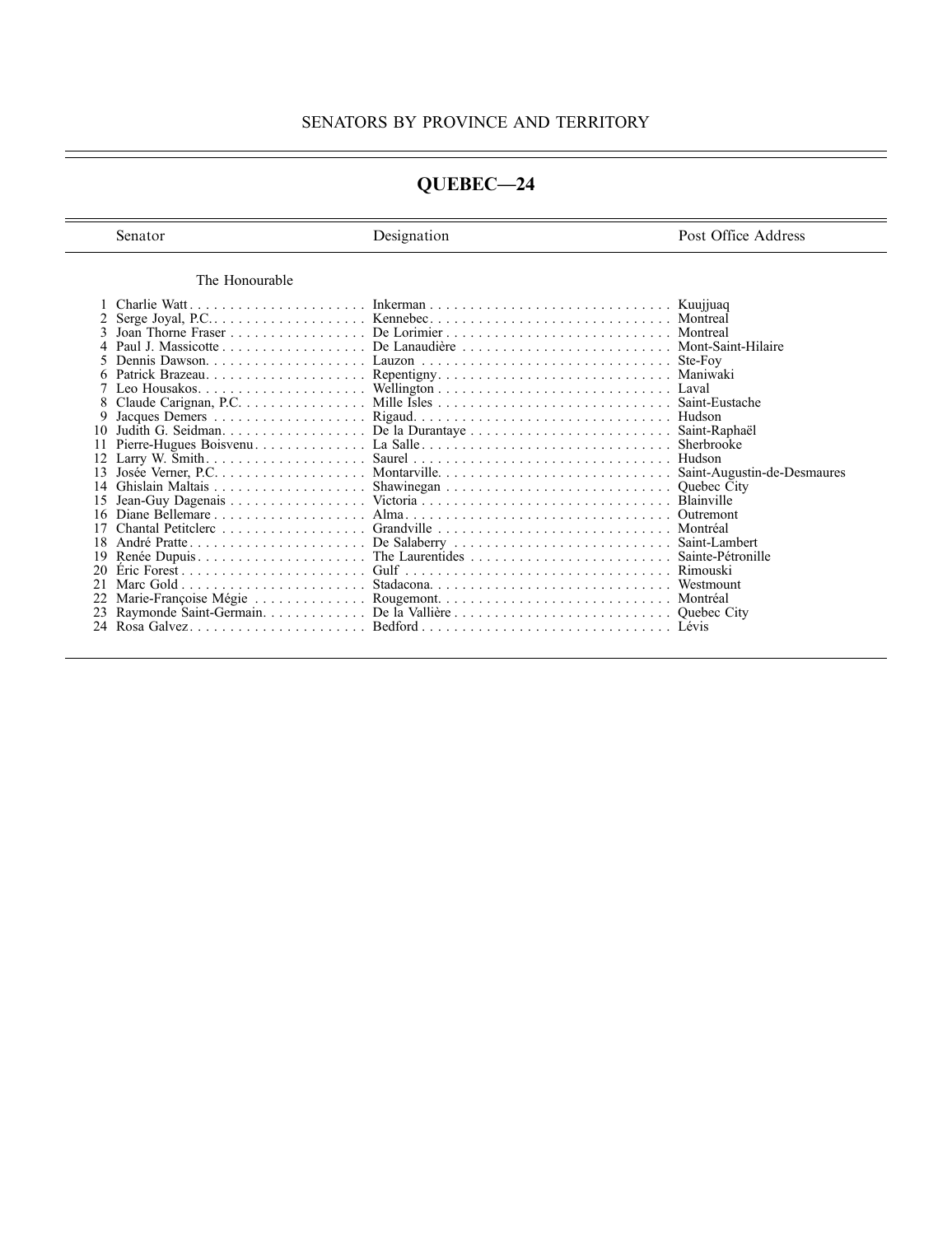SENATORS BY PROVINCE AND TERRITORY

## QUEBEC—24

| | Senator | Designation | Post Office Address |
|---|---|---|---|
| | The Honourable | | |
| 1 | Charlie Watt | Inkerman | Kuujjuaq |
| 2 | Serge Joyal, P.C. | Kennebec | Montreal |
| 3 | Joan Thorne Fraser | De Lorimier | Montreal |
| 4 | Paul J. Massicotte | De Lanaudière | Mont-Saint-Hilaire |
| 5 | Dennis Dawson | Lauzon | Ste-Foy |
| 6 | Patrick Brazeau | Repentigny | Maniwaki |
| 7 | Leo Housakos | Wellington | Laval |
| 8 | Claude Carignan, P.C. | Mille Isles | Saint-Eustache |
| 9 | Jacques Demers | Rigaud | Hudson |
| 10 | Judith G. Seidman | De la Durantaye | Saint-Raphaël |
| 11 | Pierre-Hugues Boisvenu | La Salle | Sherbrooke |
| 12 | Larry W. Smith | Saurel | Hudson |
| 13 | Josée Verner, P.C. | Montarville | Saint-Augustin-de-Desmaures |
| 14 | Ghislain Maltais | Shawinegan | Quebec City |
| 15 | Jean-Guy Dagenais | Victoria | Blainville |
| 16 | Diane Bellemare | Alma | Outremont |
| 17 | Chantal Petitclerc | Grandville | Montréal |
| 18 | André Pratte | De Salaberry | Saint-Lambert |
| 19 | Renée Dupuis | The Laurentides | Sainte-Pétronille |
| 20 | Éric Forest | Gulf | Rimouski |
| 21 | Marc Gold | Stadacona | Westmount |
| 22 | Marie-Françoise Mégie | Rougemont | Montréal |
| 23 | Raymonde Saint-Germain | De la Vallière | Quebec City |
| 24 | Rosa Galvez | Bedford | Lévis |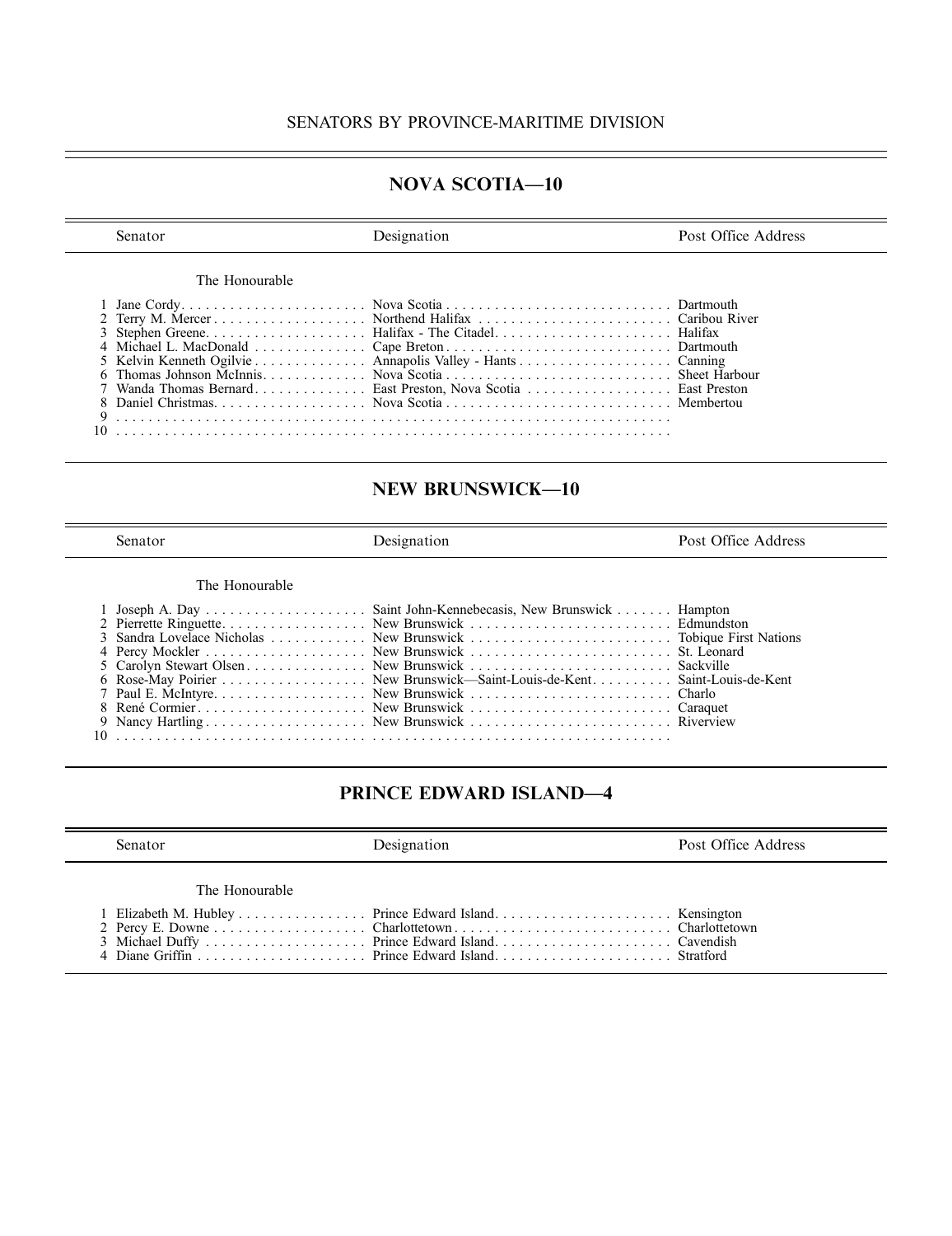SENATORS BY PROVINCE-MARITIME DIVISION

## NOVA SCOTIA—10

| | Senator | Designation | Post Office Address |
|---|---|---|---|
| | The Honourable | | |
| 1 | Jane Cordy | Nova Scotia | Dartmouth |
| 2 | Terry M. Mercer | Northend Halifax | Caribou River |
| 3 | Stephen Greene | Halifax - The Citadel | Halifax |
| 4 | Michael L. MacDonald | Cape Breton | Dartmouth |
| 5 | Kelvin Kenneth Ogilvie | Annapolis Valley - Hants | Canning |
| 6 | Thomas Johnson McInnis | Nova Scotia | Sheet Harbour |
| 7 | Wanda Thomas Bernard | East Preston, Nova Scotia | East Preston |
| 8 | Daniel Christmas | Nova Scotia | Membertou |
| 9 | | | |
| 10 | | | |

## NEW BRUNSWICK—10

| | Senator | Designation | Post Office Address |
|---|---|---|---|
| | The Honourable | | |
| 1 | Joseph A. Day | Saint John-Kennebecasis, New Brunswick | Hampton |
| 2 | Pierrette Ringuette | New Brunswick | Edmundston |
| 3 | Sandra Lovelace Nicholas | New Brunswick | Tobique First Nations |
| 4 | Percy Mockler | New Brunswick | St. Leonard |
| 5 | Carolyn Stewart Olsen | New Brunswick | Sackville |
| 6 | Rose-May Poirier | New Brunswick—Saint-Louis-de-Kent | Saint-Louis-de-Kent |
| 7 | Paul E. McIntyre | New Brunswick | Charlo |
| 8 | René Cormier | New Brunswick | Caraquet |
| 9 | Nancy Hartling | New Brunswick | Riverview |
| 10 | | | |

## PRINCE EDWARD ISLAND—4

| | Senator | Designation | Post Office Address |
|---|---|---|---|
| | The Honourable | | |
| 1 | Elizabeth M. Hubley | Prince Edward Island | Kensington |
| 2 | Percy E. Downe | Charlottetown | Charlottetown |
| 3 | Michael Duffy | Prince Edward Island | Cavendish |
| 4 | Diane Griffin | Prince Edward Island | Stratford |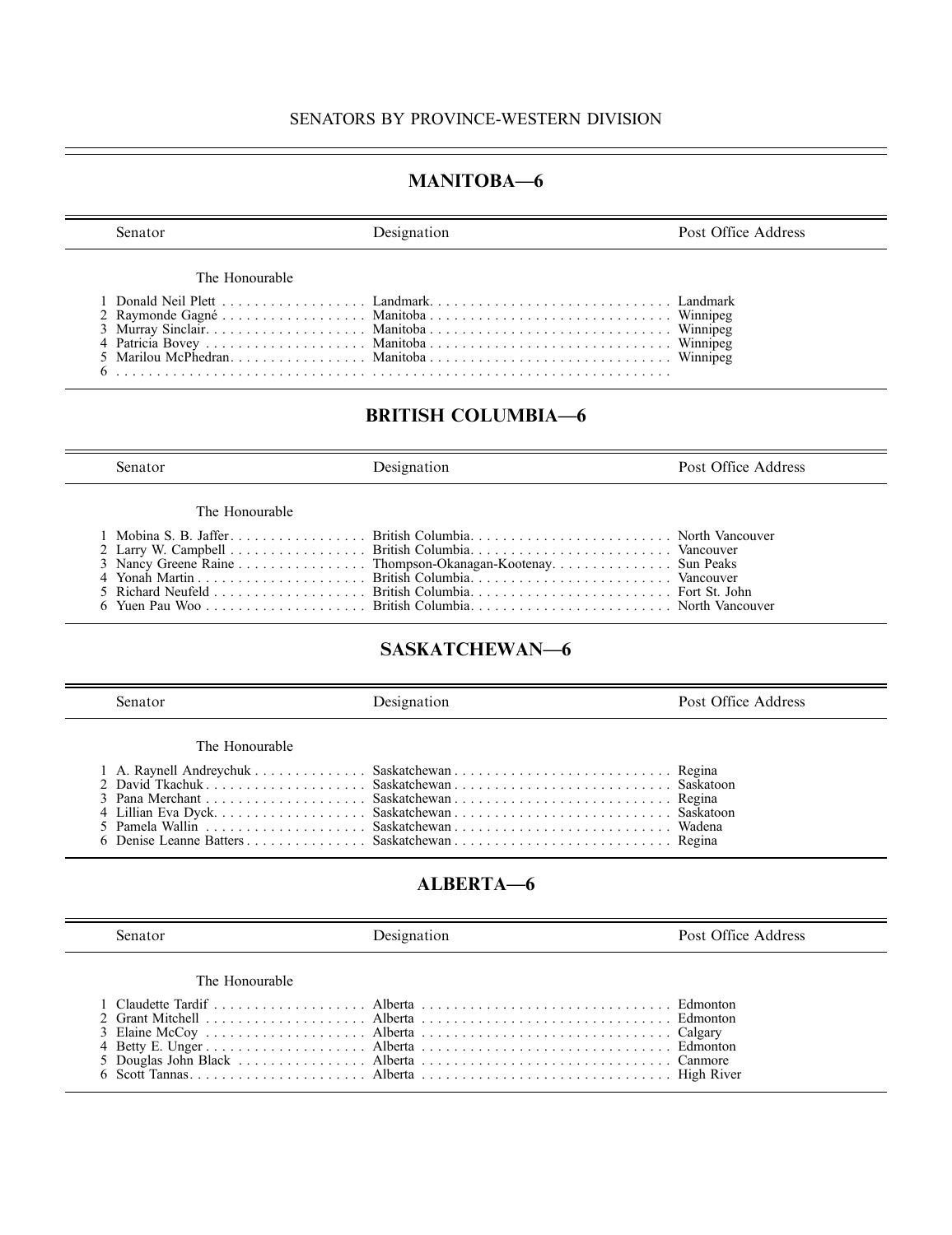SENATORS BY PROVINCE-WESTERN DIVISION

## MANITOBA—6

| | Senator | Designation | Post Office Address |
|---|---|---|---|
| | The Honourable | | |
| 1 | Donald Neil Plett | Landmark | Landmark |
| 2 | Raymonde Gagné | Manitoba | Winnipeg |
| 3 | Murray Sinclair | Manitoba | Winnipeg |
| 4 | Patricia Bovey | Manitoba | Winnipeg |
| 5 | Marilou McPhedran | Manitoba | Winnipeg |
| 6 | | | |

## BRITISH COLUMBIA—6

| | Senator | Designation | Post Office Address |
|---|---|---|---|
| | The Honourable | | |
| 1 | Mobina S. B. Jaffer | British Columbia | North Vancouver |
| 2 | Larry W. Campbell | British Columbia | Vancouver |
| 3 | Nancy Greene Raine | Thompson-Okanagan-Kootenay | Sun Peaks |
| 4 | Yonah Martin | British Columbia | Vancouver |
| 5 | Richard Neufeld | British Columbia | Fort St. John |
| 6 | Yuen Pau Woo | British Columbia | North Vancouver |

## SASKATCHEWAN—6

| | Senator | Designation | Post Office Address |
|---|---|---|---|
| | The Honourable | | |
| 1 | A. Raynell Andreychuk | Saskatchewan | Regina |
| 2 | David Tkachuk | Saskatchewan | Saskatoon |
| 3 | Pana Merchant | Saskatchewan | Regina |
| 4 | Lillian Eva Dyck | Saskatchewan | Saskatoon |
| 5 | Pamela Wallin | Saskatchewan | Wadena |
| 6 | Denise Leanne Batters | Saskatchewan | Regina |

## ALBERTA—6

| | Senator | Designation | Post Office Address |
|---|---|---|---|
| | The Honourable | | |
| 1 | Claudette Tardif | Alberta | Edmonton |
| 2 | Grant Mitchell | Alberta | Edmonton |
| 3 | Elaine McCoy | Alberta | Calgary |
| 4 | Betty E. Unger | Alberta | Edmonton |
| 5 | Douglas John Black | Alberta | Canmore |
| 6 | Scott Tannas | Alberta | High River |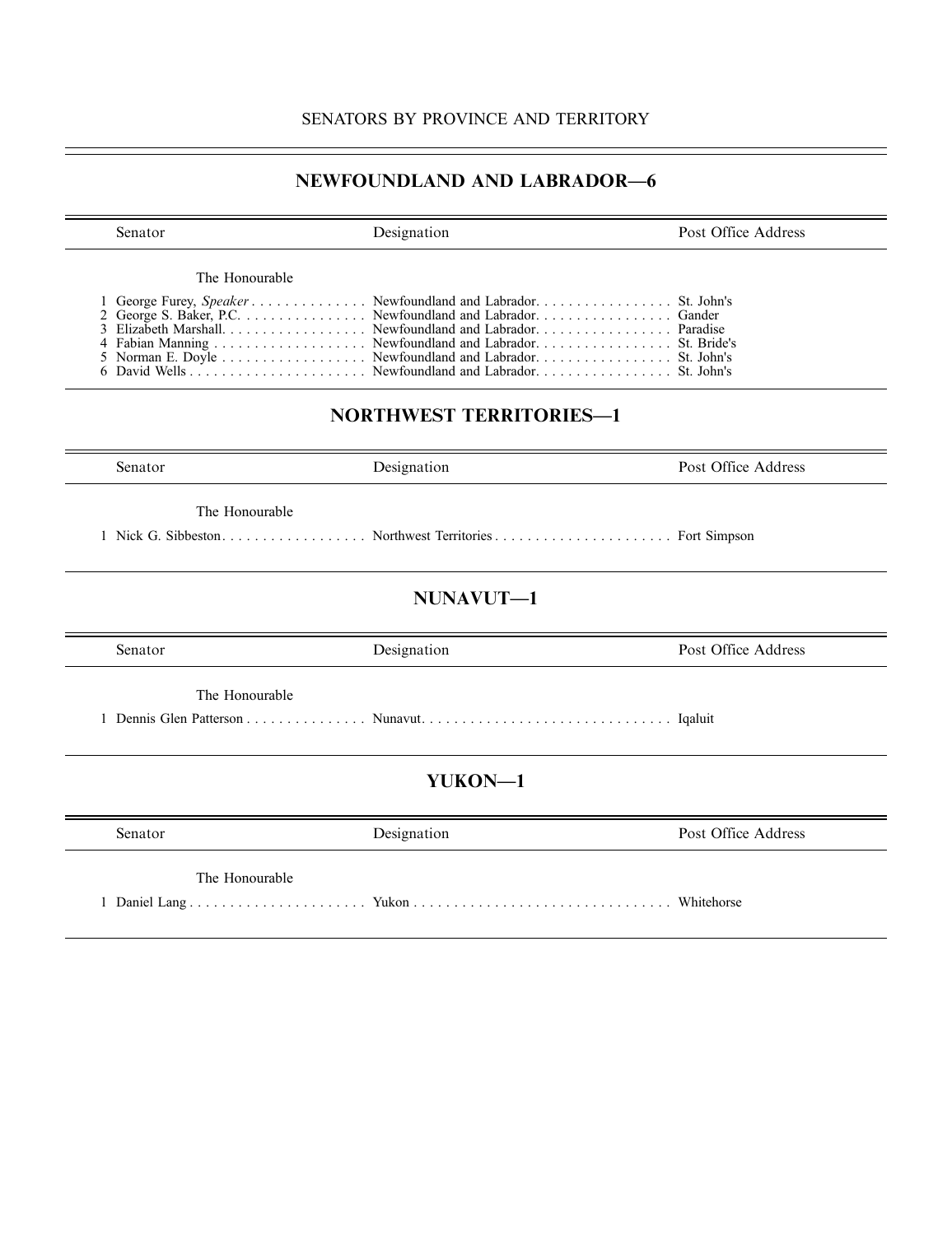SENATORS BY PROVINCE AND TERRITORY

## NEWFOUNDLAND AND LABRADOR—6

| Senator | Designation | Post Office Address |
|---|---|---|
| The Honourable | | |
| 1 George Furey, *Speaker* | Newfoundland and Labrador | St. John's |
| 2 George S. Baker, P.C. | Newfoundland and Labrador | Gander |
| 3 Elizabeth Marshall | Newfoundland and Labrador | Paradise |
| 4 Fabian Manning | Newfoundland and Labrador | St. Bride's |
| 5 Norman E. Doyle | Newfoundland and Labrador | St. John's |
| 6 David Wells | Newfoundland and Labrador | St. John's |

## NORTHWEST TERRITORIES—1

| Senator | Designation | Post Office Address |
|---|---|---|
| The Honourable | | |
| 1 Nick G. Sibbeston | Northwest Territories | Fort Simpson |

## NUNAVUT—1

| Senator | Designation | Post Office Address |
|---|---|---|
| The Honourable | | |
| 1 Dennis Glen Patterson | Nunavut | Iqaluit |

## YUKON—1

| Senator | Designation | Post Office Address |
|---|---|---|
| The Honourable | | |
| 1 Daniel Lang | Yukon | Whitehorse |